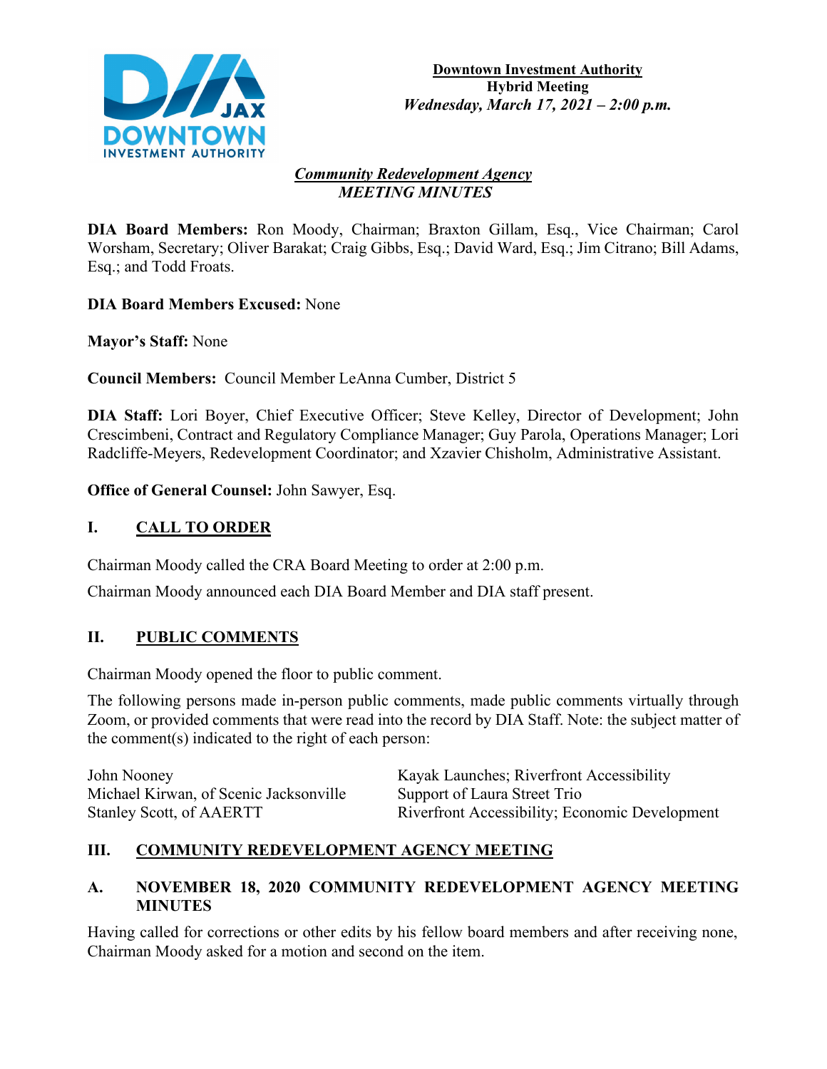**Downtown Investment Authority**
**Hybrid Meeting**
***Wednesday, March 17, 2021 – 2:00 p.m.***

***Community Redevelopment Agency***
***MEETING MINUTES***

**DIA Board Members:** Ron Moody, Chairman; Braxton Gillam, Esq., Vice Chairman; Carol Worsham, Secretary; Oliver Barakat; Craig Gibbs, Esq.; David Ward, Esq.; Jim Citrano; Bill Adams, Esq.; and Todd Froats.

**DIA Board Members Excused:** None

**Mayor's Staff:** None

**Council Members:** Council Member LeAnna Cumber, District 5

**DIA Staff:** Lori Boyer, Chief Executive Officer; Steve Kelley, Director of Development; John Crescimbeni, Contract and Regulatory Compliance Manager; Guy Parola, Operations Manager; Lori Radcliffe-Meyers, Redevelopment Coordinator; and Xzavier Chisholm, Administrative Assistant.

**Office of General Counsel:** John Sawyer, Esq.

## I. CALL TO ORDER

Chairman Moody called the CRA Board Meeting to order at 2:00 p.m.

Chairman Moody announced each DIA Board Member and DIA staff present.

## II. PUBLIC COMMENTS

Chairman Moody opened the floor to public comment.

The following persons made in-person public comments, made public comments virtually through Zoom, or provided comments that were read into the record by DIA Staff. Note: the subject matter of the comment(s) indicated to the right of each person:

| | |
|---|---|
| John Nooney | Kayak Launches; Riverfront Accessibility |
| Michael Kirwan, of Scenic Jacksonville | Support of Laura Street Trio |
| Stanley Scott, of AAERTT | Riverfront Accessibility; Economic Development |

## III. COMMUNITY REDEVELOPMENT AGENCY MEETING

### A. NOVEMBER 18, 2020 COMMUNITY REDEVELOPMENT AGENCY MEETING MINUTES

Having called for corrections or other edits by his fellow board members and after receiving none, Chairman Moody asked for a motion and second on the item.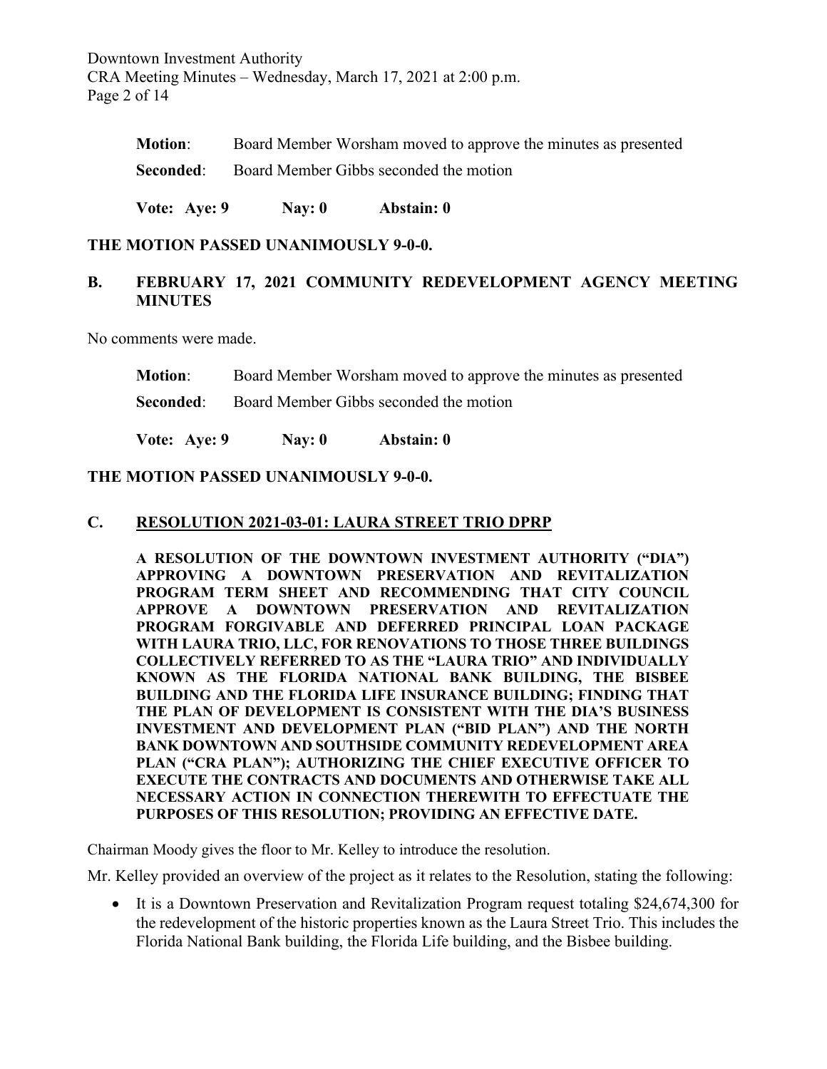**Motion**: Board Member Worsham moved to approve the minutes as presented

**Seconded**: Board Member Gibbs seconded the motion

**Vote: Aye: 9 Nay: 0 Abstain: 0**

**THE MOTION PASSED UNANIMOUSLY 9-0-0.**

## B. FEBRUARY 17, 2021 COMMUNITY REDEVELOPMENT AGENCY MEETING MINUTES

No comments were made.

**Motion**: Board Member Worsham moved to approve the minutes as presented

**Seconded**: Board Member Gibbs seconded the motion

**Vote: Aye: 9 Nay: 0 Abstain: 0**

**THE MOTION PASSED UNANIMOUSLY 9-0-0.**

## C. RESOLUTION 2021-03-01: LAURA STREET TRIO DPRP

**A RESOLUTION OF THE DOWNTOWN INVESTMENT AUTHORITY ("DIA") APPROVING A DOWNTOWN PRESERVATION AND REVITALIZATION PROGRAM TERM SHEET AND RECOMMENDING THAT CITY COUNCIL APPROVE A DOWNTOWN PRESERVATION AND REVITALIZATION PROGRAM FORGIVABLE AND DEFERRED PRINCIPAL LOAN PACKAGE WITH LAURA TRIO, LLC, FOR RENOVATIONS TO THOSE THREE BUILDINGS COLLECTIVELY REFERRED TO AS THE "LAURA TRIO" AND INDIVIDUALLY KNOWN AS THE FLORIDA NATIONAL BANK BUILDING, THE BISBEE BUILDING AND THE FLORIDA LIFE INSURANCE BUILDING; FINDING THAT THE PLAN OF DEVELOPMENT IS CONSISTENT WITH THE DIA'S BUSINESS INVESTMENT AND DEVELOPMENT PLAN ("BID PLAN") AND THE NORTH BANK DOWNTOWN AND SOUTHSIDE COMMUNITY REDEVELOPMENT AREA PLAN ("CRA PLAN"); AUTHORIZING THE CHIEF EXECUTIVE OFFICER TO EXECUTE THE CONTRACTS AND DOCUMENTS AND OTHERWISE TAKE ALL NECESSARY ACTION IN CONNECTION THEREWITH TO EFFECTUATE THE PURPOSES OF THIS RESOLUTION; PROVIDING AN EFFECTIVE DATE.**

Chairman Moody gives the floor to Mr. Kelley to introduce the resolution.

Mr. Kelley provided an overview of the project as it relates to the Resolution, stating the following:

- It is a Downtown Preservation and Revitalization Program request totaling $24,674,300 for the redevelopment of the historic properties known as the Laura Street Trio. This includes the Florida National Bank building, the Florida Life building, and the Bisbee building.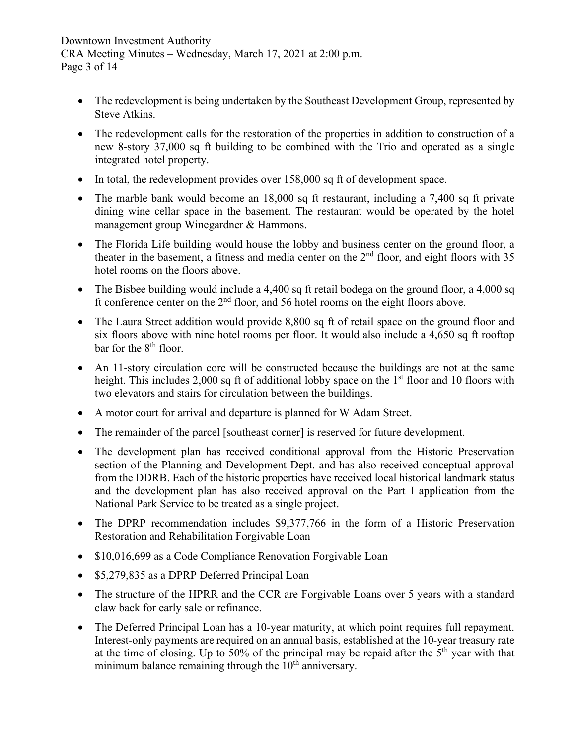- The redevelopment is being undertaken by the Southeast Development Group, represented by Steve Atkins.
- The redevelopment calls for the restoration of the properties in addition to construction of a new 8-story 37,000 sq ft building to be combined with the Trio and operated as a single integrated hotel property.
- In total, the redevelopment provides over 158,000 sq ft of development space.
- The marble bank would become an 18,000 sq ft restaurant, including a 7,400 sq ft private dining wine cellar space in the basement. The restaurant would be operated by the hotel management group Winegardner & Hammons.
- The Florida Life building would house the lobby and business center on the ground floor, a theater in the basement, a fitness and media center on the 2nd floor, and eight floors with 35 hotel rooms on the floors above.
- The Bisbee building would include a 4,400 sq ft retail bodega on the ground floor, a 4,000 sq ft conference center on the 2nd floor, and 56 hotel rooms on the eight floors above.
- The Laura Street addition would provide 8,800 sq ft of retail space on the ground floor and six floors above with nine hotel rooms per floor. It would also include a 4,650 sq ft rooftop bar for the 8th floor.
- An 11-story circulation core will be constructed because the buildings are not at the same height. This includes 2,000 sq ft of additional lobby space on the 1st floor and 10 floors with two elevators and stairs for circulation between the buildings.
- A motor court for arrival and departure is planned for W Adam Street.
- The remainder of the parcel [southeast corner] is reserved for future development.
- The development plan has received conditional approval from the Historic Preservation section of the Planning and Development Dept. and has also received conceptual approval from the DDRB. Each of the historic properties have received local historical landmark status and the development plan has also received approval on the Part I application from the National Park Service to be treated as a single project.
- The DPRP recommendation includes $9,377,766 in the form of a Historic Preservation Restoration and Rehabilitation Forgivable Loan
- $10,016,699 as a Code Compliance Renovation Forgivable Loan
- $5,279,835 as a DPRP Deferred Principal Loan
- The structure of the HPRR and the CCR are Forgivable Loans over 5 years with a standard claw back for early sale or refinance.
- The Deferred Principal Loan has a 10-year maturity, at which point requires full repayment. Interest-only payments are required on an annual basis, established at the 10-year treasury rate at the time of closing. Up to 50% of the principal may be repaid after the 5th year with that minimum balance remaining through the 10th anniversary.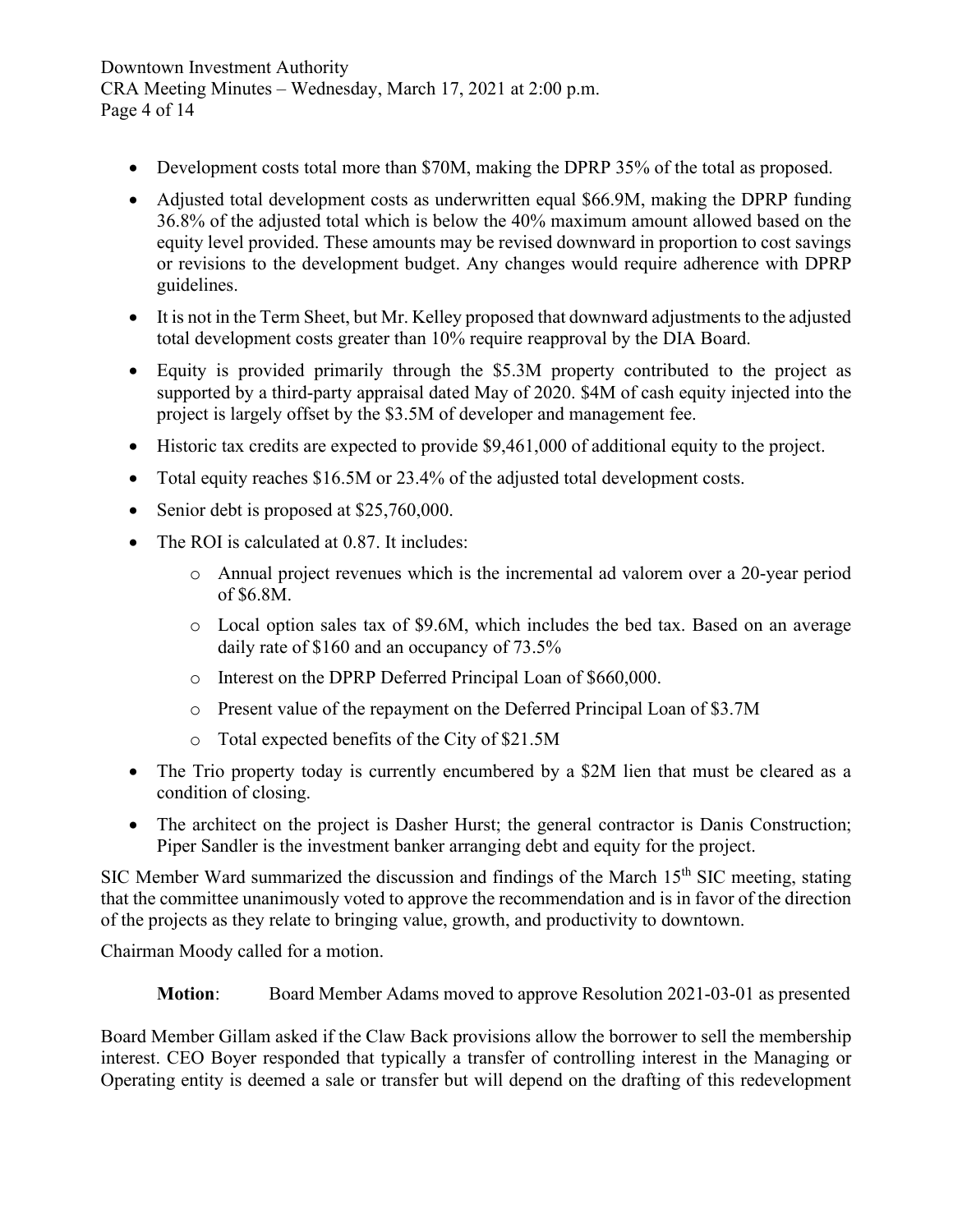- Development costs total more than \$70M, making the DPRP 35% of the total as proposed.
- Adjusted total development costs as underwritten equal \$66.9M, making the DPRP funding 36.8% of the adjusted total which is below the 40% maximum amount allowed based on the equity level provided. These amounts may be revised downward in proportion to cost savings or revisions to the development budget. Any changes would require adherence with DPRP guidelines.
- It is not in the Term Sheet, but Mr. Kelley proposed that downward adjustments to the adjusted total development costs greater than 10% require reapproval by the DIA Board.
- Equity is provided primarily through the \$5.3M property contributed to the project as supported by a third-party appraisal dated May of 2020. \$4M of cash equity injected into the project is largely offset by the \$3.5M of developer and management fee.
- Historic tax credits are expected to provide \$9,461,000 of additional equity to the project.
- Total equity reaches \$16.5M or 23.4% of the adjusted total development costs.
- Senior debt is proposed at \$25,760,000.
- The ROI is calculated at 0.87. It includes:
  - Annual project revenues which is the incremental ad valorem over a 20-year period of \$6.8M.
  - Local option sales tax of \$9.6M, which includes the bed tax. Based on an average daily rate of \$160 and an occupancy of 73.5%
  - Interest on the DPRP Deferred Principal Loan of \$660,000.
  - Present value of the repayment on the Deferred Principal Loan of \$3.7M
  - Total expected benefits of the City of \$21.5M
- The Trio property today is currently encumbered by a \$2M lien that must be cleared as a condition of closing.
- The architect on the project is Dasher Hurst; the general contractor is Danis Construction; Piper Sandler is the investment banker arranging debt and equity for the project.

SIC Member Ward summarized the discussion and findings of the March 15th SIC meeting, stating that the committee unanimously voted to approve the recommendation and is in favor of the direction of the projects as they relate to bringing value, growth, and productivity to downtown.

Chairman Moody called for a motion.

**Motion**: Board Member Adams moved to approve Resolution 2021-03-01 as presented

Board Member Gillam asked if the Claw Back provisions allow the borrower to sell the membership interest. CEO Boyer responded that typically a transfer of controlling interest in the Managing or Operating entity is deemed a sale or transfer but will depend on the drafting of this redevelopment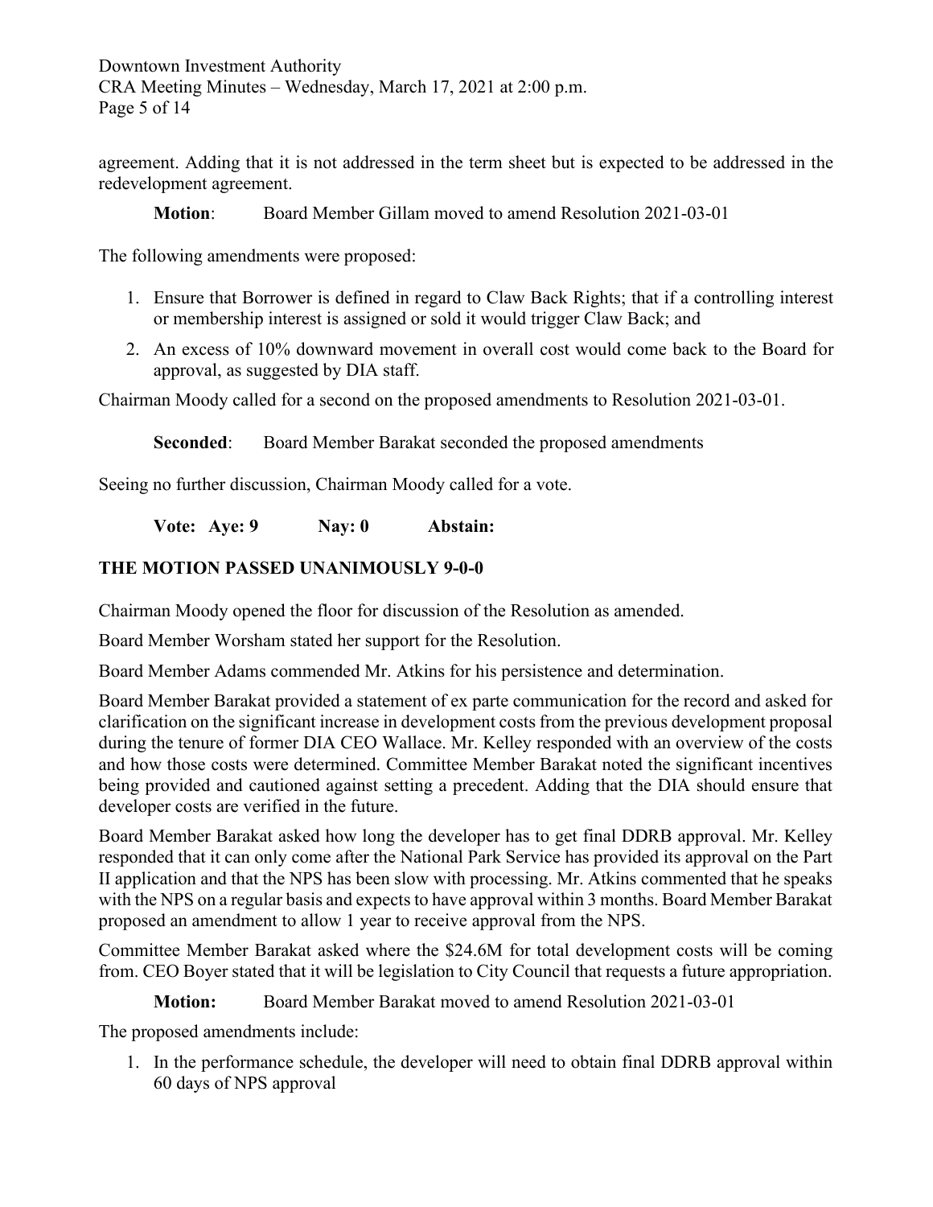agreement. Adding that it is not addressed in the term sheet but is expected to be addressed in the redevelopment agreement.

**Motion**: Board Member Gillam moved to amend Resolution 2021-03-01

The following amendments were proposed:

1. Ensure that Borrower is defined in regard to Claw Back Rights; that if a controlling interest or membership interest is assigned or sold it would trigger Claw Back; and
2. An excess of 10% downward movement in overall cost would come back to the Board for approval, as suggested by DIA staff.

Chairman Moody called for a second on the proposed amendments to Resolution 2021-03-01.

**Seconded**: Board Member Barakat seconded the proposed amendments

Seeing no further discussion, Chairman Moody called for a vote.

**Vote: Aye: 9 Nay: 0 Abstain:**

**THE MOTION PASSED UNANIMOUSLY 9-0-0**

Chairman Moody opened the floor for discussion of the Resolution as amended.

Board Member Worsham stated her support for the Resolution.

Board Member Adams commended Mr. Atkins for his persistence and determination.

Board Member Barakat provided a statement of ex parte communication for the record and asked for clarification on the significant increase in development costs from the previous development proposal during the tenure of former DIA CEO Wallace. Mr. Kelley responded with an overview of the costs and how those costs were determined. Committee Member Barakat noted the significant incentives being provided and cautioned against setting a precedent. Adding that the DIA should ensure that developer costs are verified in the future.

Board Member Barakat asked how long the developer has to get final DDRB approval. Mr. Kelley responded that it can only come after the National Park Service has provided its approval on the Part II application and that the NPS has been slow with processing. Mr. Atkins commented that he speaks with the NPS on a regular basis and expects to have approval within 3 months. Board Member Barakat proposed an amendment to allow 1 year to receive approval from the NPS.

Committee Member Barakat asked where the $24.6M for total development costs will be coming from. CEO Boyer stated that it will be legislation to City Council that requests a future appropriation.

**Motion:** Board Member Barakat moved to amend Resolution 2021-03-01

The proposed amendments include:

1. In the performance schedule, the developer will need to obtain final DDRB approval within 60 days of NPS approval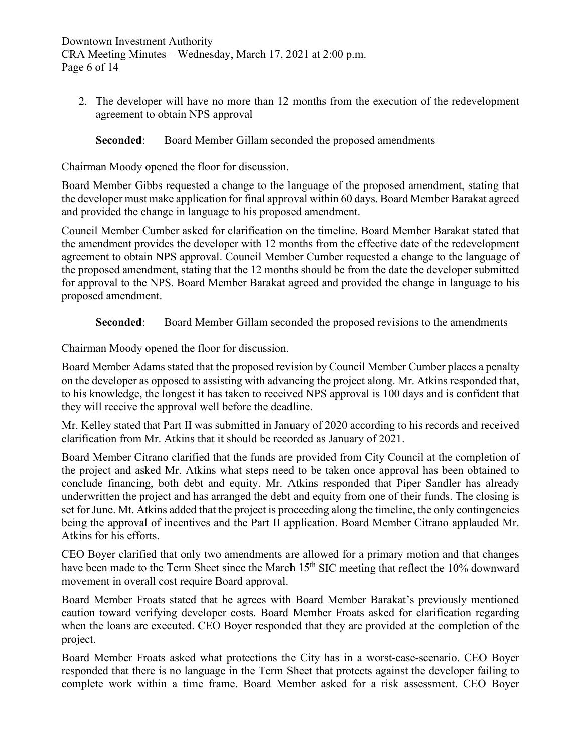2. The developer will have no more than 12 months from the execution of the redevelopment agreement to obtain NPS approval

**Seconded**: Board Member Gillam seconded the proposed amendments

Chairman Moody opened the floor for discussion.

Board Member Gibbs requested a change to the language of the proposed amendment, stating that the developer must make application for final approval within 60 days. Board Member Barakat agreed and provided the change in language to his proposed amendment.

Council Member Cumber asked for clarification on the timeline. Board Member Barakat stated that the amendment provides the developer with 12 months from the effective date of the redevelopment agreement to obtain NPS approval. Council Member Cumber requested a change to the language of the proposed amendment, stating that the 12 months should be from the date the developer submitted for approval to the NPS. Board Member Barakat agreed and provided the change in language to his proposed amendment.

**Seconded**: Board Member Gillam seconded the proposed revisions to the amendments

Chairman Moody opened the floor for discussion.

Board Member Adams stated that the proposed revision by Council Member Cumber places a penalty on the developer as opposed to assisting with advancing the project along. Mr. Atkins responded that, to his knowledge, the longest it has taken to received NPS approval is 100 days and is confident that they will receive the approval well before the deadline.

Mr. Kelley stated that Part II was submitted in January of 2020 according to his records and received clarification from Mr. Atkins that it should be recorded as January of 2021.

Board Member Citrano clarified that the funds are provided from City Council at the completion of the project and asked Mr. Atkins what steps need to be taken once approval has been obtained to conclude financing, both debt and equity. Mr. Atkins responded that Piper Sandler has already underwritten the project and has arranged the debt and equity from one of their funds. The closing is set for June. Mt. Atkins added that the project is proceeding along the timeline, the only contingencies being the approval of incentives and the Part II application. Board Member Citrano applauded Mr. Atkins for his efforts.

CEO Boyer clarified that only two amendments are allowed for a primary motion and that changes have been made to the Term Sheet since the March 15th SIC meeting that reflect the 10% downward movement in overall cost require Board approval.

Board Member Froats stated that he agrees with Board Member Barakat's previously mentioned caution toward verifying developer costs. Board Member Froats asked for clarification regarding when the loans are executed. CEO Boyer responded that they are provided at the completion of the project.

Board Member Froats asked what protections the City has in a worst-case-scenario. CEO Boyer responded that there is no language in the Term Sheet that protects against the developer failing to complete work within a time frame. Board Member asked for a risk assessment. CEO Boyer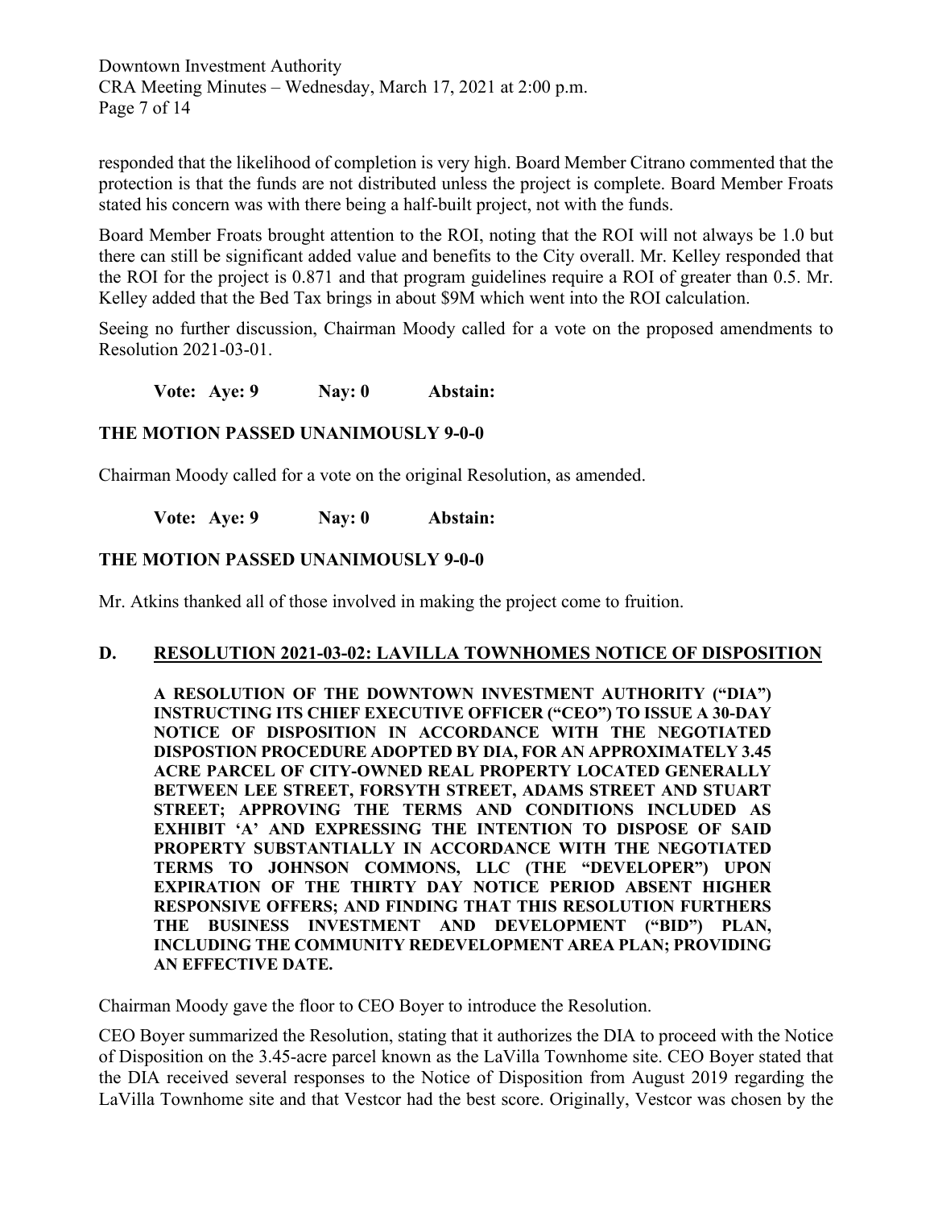responded that the likelihood of completion is very high. Board Member Citrano commented that the protection is that the funds are not distributed unless the project is complete. Board Member Froats stated his concern was with there being a half-built project, not with the funds.

Board Member Froats brought attention to the ROI, noting that the ROI will not always be 1.0 but there can still be significant added value and benefits to the City overall. Mr. Kelley responded that the ROI for the project is 0.871 and that program guidelines require a ROI of greater than 0.5. Mr. Kelley added that the Bed Tax brings in about $9M which went into the ROI calculation.

Seeing no further discussion, Chairman Moody called for a vote on the proposed amendments to Resolution 2021-03-01.

**Vote: Aye: 9 Nay: 0 Abstain:**

**THE MOTION PASSED UNANIMOUSLY 9-0-0**

Chairman Moody called for a vote on the original Resolution, as amended.

**Vote: Aye: 9 Nay: 0 Abstain:**

**THE MOTION PASSED UNANIMOUSLY 9-0-0**

Mr. Atkins thanked all of those involved in making the project come to fruition.

## D. RESOLUTION 2021-03-02: LAVILLA TOWNHOMES NOTICE OF DISPOSITION

**A RESOLUTION OF THE DOWNTOWN INVESTMENT AUTHORITY ("DIA") INSTRUCTING ITS CHIEF EXECUTIVE OFFICER ("CEO") TO ISSUE A 30-DAY NOTICE OF DISPOSITION IN ACCORDANCE WITH THE NEGOTIATED DISPOSTION PROCEDURE ADOPTED BY DIA, FOR AN APPROXIMATELY 3.45 ACRE PARCEL OF CITY-OWNED REAL PROPERTY LOCATED GENERALLY BETWEEN LEE STREET, FORSYTH STREET, ADAMS STREET AND STUART STREET; APPROVING THE TERMS AND CONDITIONS INCLUDED AS EXHIBIT 'A' AND EXPRESSING THE INTENTION TO DISPOSE OF SAID PROPERTY SUBSTANTIALLY IN ACCORDANCE WITH THE NEGOTIATED TERMS TO JOHNSON COMMONS, LLC (THE "DEVELOPER") UPON EXPIRATION OF THE THIRTY DAY NOTICE PERIOD ABSENT HIGHER RESPONSIVE OFFERS; AND FINDING THAT THIS RESOLUTION FURTHERS THE BUSINESS INVESTMENT AND DEVELOPMENT ("BID") PLAN, INCLUDING THE COMMUNITY REDEVELOPMENT AREA PLAN; PROVIDING AN EFFECTIVE DATE.**

Chairman Moody gave the floor to CEO Boyer to introduce the Resolution.

CEO Boyer summarized the Resolution, stating that it authorizes the DIA to proceed with the Notice of Disposition on the 3.45-acre parcel known as the LaVilla Townhome site. CEO Boyer stated that the DIA received several responses to the Notice of Disposition from August 2019 regarding the LaVilla Townhome site and that Vestcor had the best score. Originally, Vestcor was chosen by the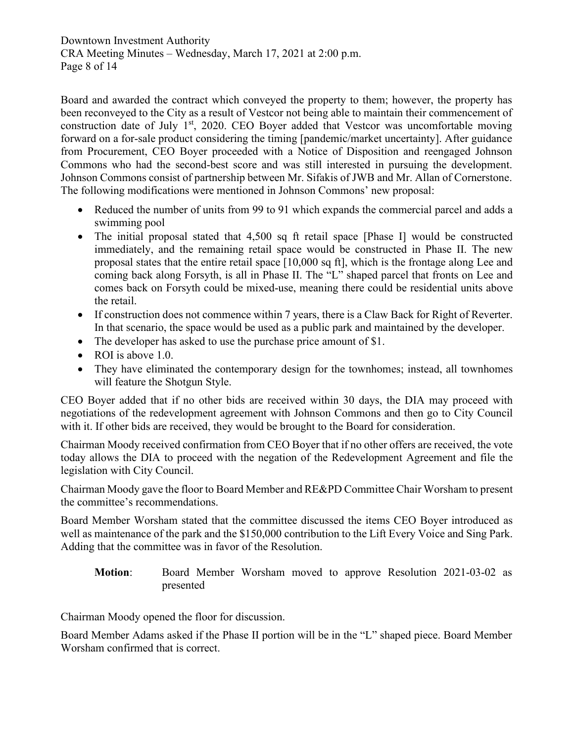Board and awarded the contract which conveyed the property to them; however, the property has been reconveyed to the City as a result of Vestcor not being able to maintain their commencement of construction date of July 1st, 2020. CEO Boyer added that Vestcor was uncomfortable moving forward on a for-sale product considering the timing [pandemic/market uncertainty]. After guidance from Procurement, CEO Boyer proceeded with a Notice of Disposition and reengaged Johnson Commons who had the second-best score and was still interested in pursuing the development. Johnson Commons consist of partnership between Mr. Sifakis of JWB and Mr. Allan of Cornerstone. The following modifications were mentioned in Johnson Commons' new proposal:

- Reduced the number of units from 99 to 91 which expands the commercial parcel and adds a swimming pool
- The initial proposal stated that 4,500 sq ft retail space [Phase I] would be constructed immediately, and the remaining retail space would be constructed in Phase II. The new proposal states that the entire retail space [10,000 sq ft], which is the frontage along Lee and coming back along Forsyth, is all in Phase II. The "L" shaped parcel that fronts on Lee and comes back on Forsyth could be mixed-use, meaning there could be residential units above the retail.
- If construction does not commence within 7 years, there is a Claw Back for Right of Reverter. In that scenario, the space would be used as a public park and maintained by the developer.
- The developer has asked to use the purchase price amount of $1.
- ROI is above 1.0.
- They have eliminated the contemporary design for the townhomes; instead, all townhomes will feature the Shotgun Style.

CEO Boyer added that if no other bids are received within 30 days, the DIA may proceed with negotiations of the redevelopment agreement with Johnson Commons and then go to City Council with it. If other bids are received, they would be brought to the Board for consideration.

Chairman Moody received confirmation from CEO Boyer that if no other offers are received, the vote today allows the DIA to proceed with the negation of the Redevelopment Agreement and file the legislation with City Council.

Chairman Moody gave the floor to Board Member and RE&PD Committee Chair Worsham to present the committee's recommendations.

Board Member Worsham stated that the committee discussed the items CEO Boyer introduced as well as maintenance of the park and the $150,000 contribution to the Lift Every Voice and Sing Park. Adding that the committee was in favor of the Resolution.

> **Motion**: Board Member Worsham moved to approve Resolution 2021-03-02 as presented

Chairman Moody opened the floor for discussion.

Board Member Adams asked if the Phase II portion will be in the "L" shaped piece. Board Member Worsham confirmed that is correct.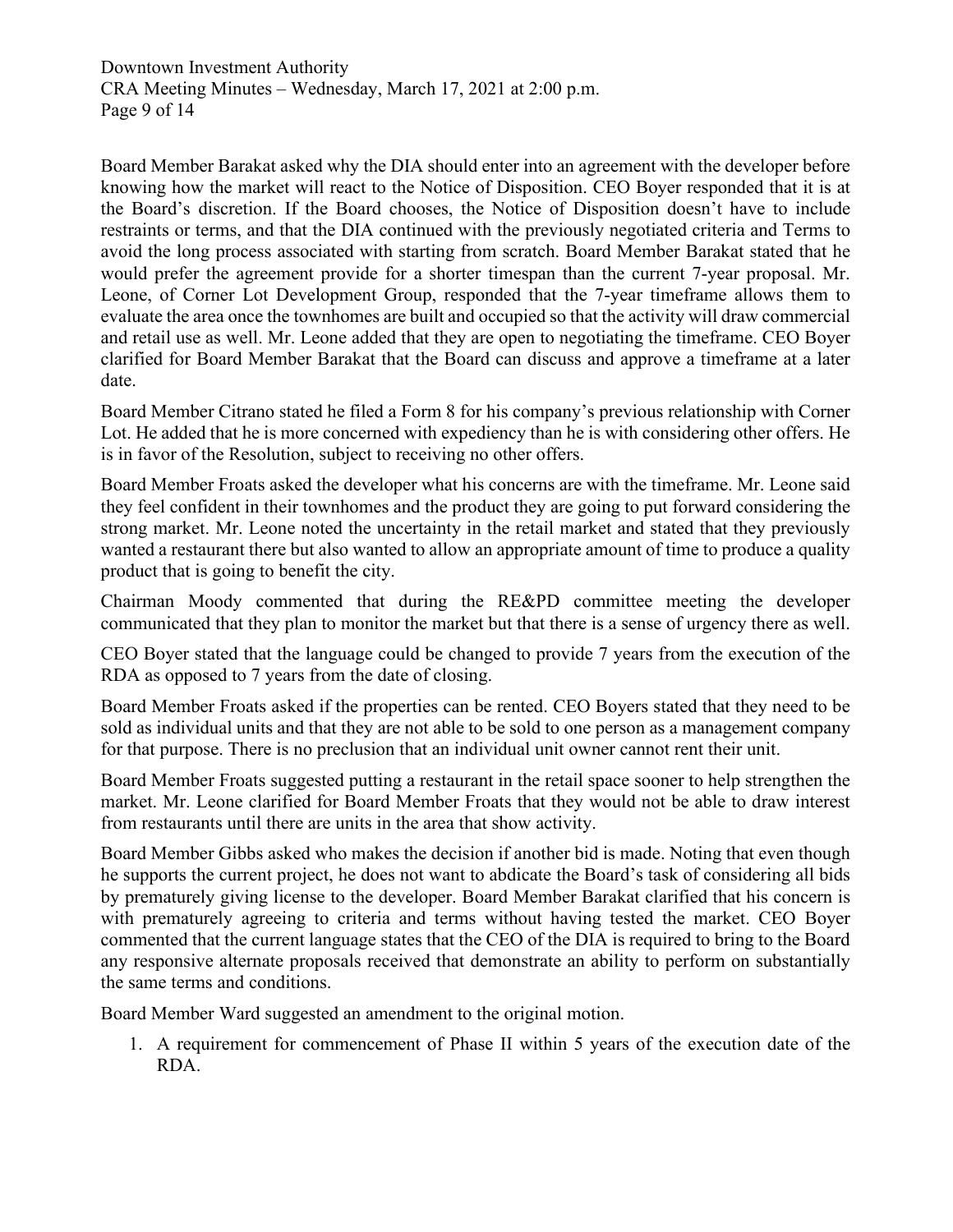Board Member Barakat asked why the DIA should enter into an agreement with the developer before knowing how the market will react to the Notice of Disposition. CEO Boyer responded that it is at the Board's discretion. If the Board chooses, the Notice of Disposition doesn't have to include restraints or terms, and that the DIA continued with the previously negotiated criteria and Terms to avoid the long process associated with starting from scratch. Board Member Barakat stated that he would prefer the agreement provide for a shorter timespan than the current 7-year proposal. Mr. Leone, of Corner Lot Development Group, responded that the 7-year timeframe allows them to evaluate the area once the townhomes are built and occupied so that the activity will draw commercial and retail use as well. Mr. Leone added that they are open to negotiating the timeframe. CEO Boyer clarified for Board Member Barakat that the Board can discuss and approve a timeframe at a later date.

Board Member Citrano stated he filed a Form 8 for his company's previous relationship with Corner Lot. He added that he is more concerned with expediency than he is with considering other offers. He is in favor of the Resolution, subject to receiving no other offers.

Board Member Froats asked the developer what his concerns are with the timeframe. Mr. Leone said they feel confident in their townhomes and the product they are going to put forward considering the strong market. Mr. Leone noted the uncertainty in the retail market and stated that they previously wanted a restaurant there but also wanted to allow an appropriate amount of time to produce a quality product that is going to benefit the city.

Chairman Moody commented that during the RE&PD committee meeting the developer communicated that they plan to monitor the market but that there is a sense of urgency there as well.

CEO Boyer stated that the language could be changed to provide 7 years from the execution of the RDA as opposed to 7 years from the date of closing.

Board Member Froats asked if the properties can be rented. CEO Boyers stated that they need to be sold as individual units and that they are not able to be sold to one person as a management company for that purpose. There is no preclusion that an individual unit owner cannot rent their unit.

Board Member Froats suggested putting a restaurant in the retail space sooner to help strengthen the market. Mr. Leone clarified for Board Member Froats that they would not be able to draw interest from restaurants until there are units in the area that show activity.

Board Member Gibbs asked who makes the decision if another bid is made. Noting that even though he supports the current project, he does not want to abdicate the Board's task of considering all bids by prematurely giving license to the developer. Board Member Barakat clarified that his concern is with prematurely agreeing to criteria and terms without having tested the market. CEO Boyer commented that the current language states that the CEO of the DIA is required to bring to the Board any responsive alternate proposals received that demonstrate an ability to perform on substantially the same terms and conditions.

Board Member Ward suggested an amendment to the original motion.

1. A requirement for commencement of Phase II within 5 years of the execution date of the RDA.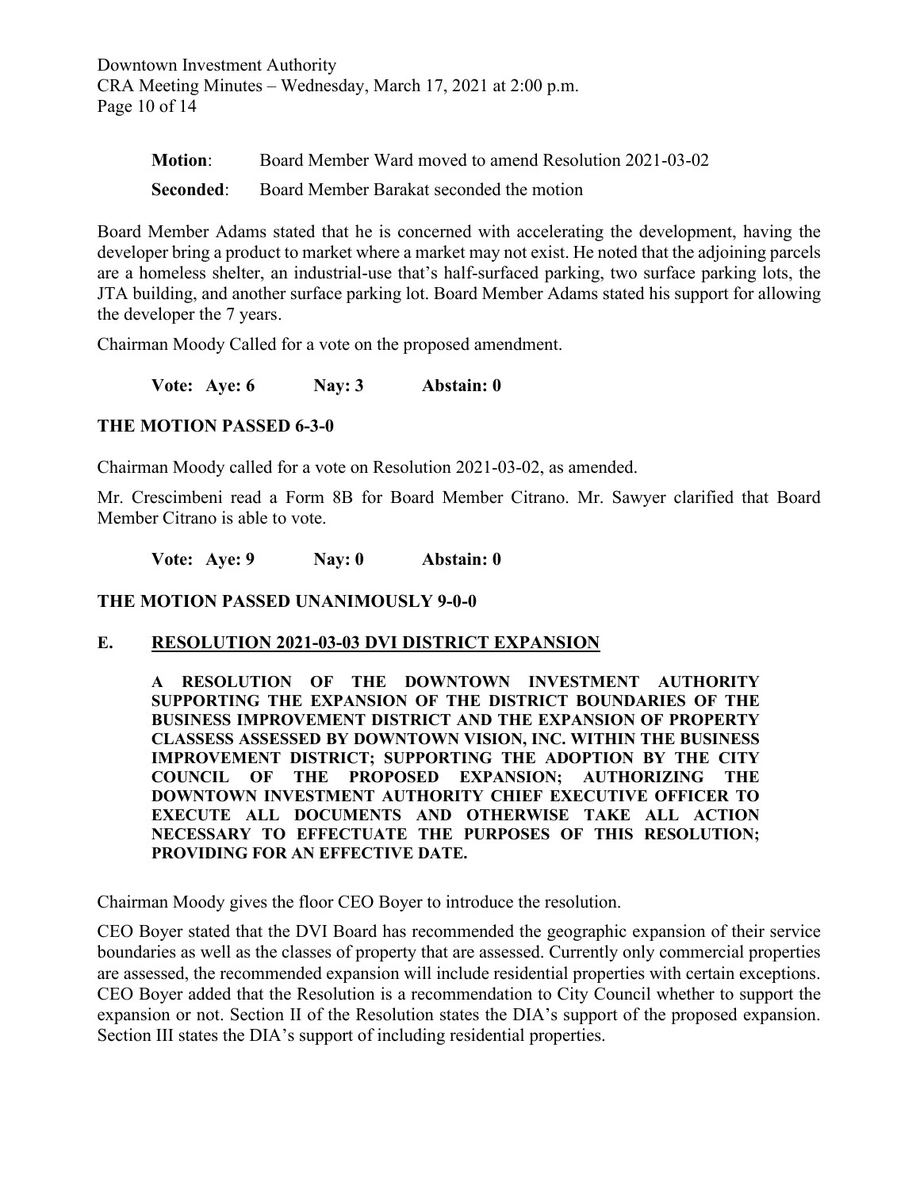**Motion**: Board Member Ward moved to amend Resolution 2021-03-02

**Seconded**: Board Member Barakat seconded the motion

Board Member Adams stated that he is concerned with accelerating the development, having the developer bring a product to market where a market may not exist. He noted that the adjoining parcels are a homeless shelter, an industrial-use that's half-surfaced parking, two surface parking lots, the JTA building, and another surface parking lot. Board Member Adams stated his support for allowing the developer the 7 years.

Chairman Moody Called for a vote on the proposed amendment.

**Vote: Aye: 6 Nay: 3 Abstain: 0**

**THE MOTION PASSED 6-3-0**

Chairman Moody called for a vote on Resolution 2021-03-02, as amended.

Mr. Crescimbeni read a Form 8B for Board Member Citrano. Mr. Sawyer clarified that Board Member Citrano is able to vote.

**Vote: Aye: 9 Nay: 0 Abstain: 0**

**THE MOTION PASSED UNANIMOUSLY 9-0-0**

## E. RESOLUTION 2021-03-03 DVI DISTRICT EXPANSION

**A RESOLUTION OF THE DOWNTOWN INVESTMENT AUTHORITY SUPPORTING THE EXPANSION OF THE DISTRICT BOUNDARIES OF THE BUSINESS IMPROVEMENT DISTRICT AND THE EXPANSION OF PROPERTY CLASSESS ASSESSED BY DOWNTOWN VISION, INC. WITHIN THE BUSINESS IMPROVEMENT DISTRICT; SUPPORTING THE ADOPTION BY THE CITY COUNCIL OF THE PROPOSED EXPANSION; AUTHORIZING THE DOWNTOWN INVESTMENT AUTHORITY CHIEF EXECUTIVE OFFICER TO EXECUTE ALL DOCUMENTS AND OTHERWISE TAKE ALL ACTION NECESSARY TO EFFECTUATE THE PURPOSES OF THIS RESOLUTION; PROVIDING FOR AN EFFECTIVE DATE.**

Chairman Moody gives the floor CEO Boyer to introduce the resolution.

CEO Boyer stated that the DVI Board has recommended the geographic expansion of their service boundaries as well as the classes of property that are assessed. Currently only commercial properties are assessed, the recommended expansion will include residential properties with certain exceptions. CEO Boyer added that the Resolution is a recommendation to City Council whether to support the expansion or not. Section II of the Resolution states the DIA's support of the proposed expansion. Section III states the DIA's support of including residential properties.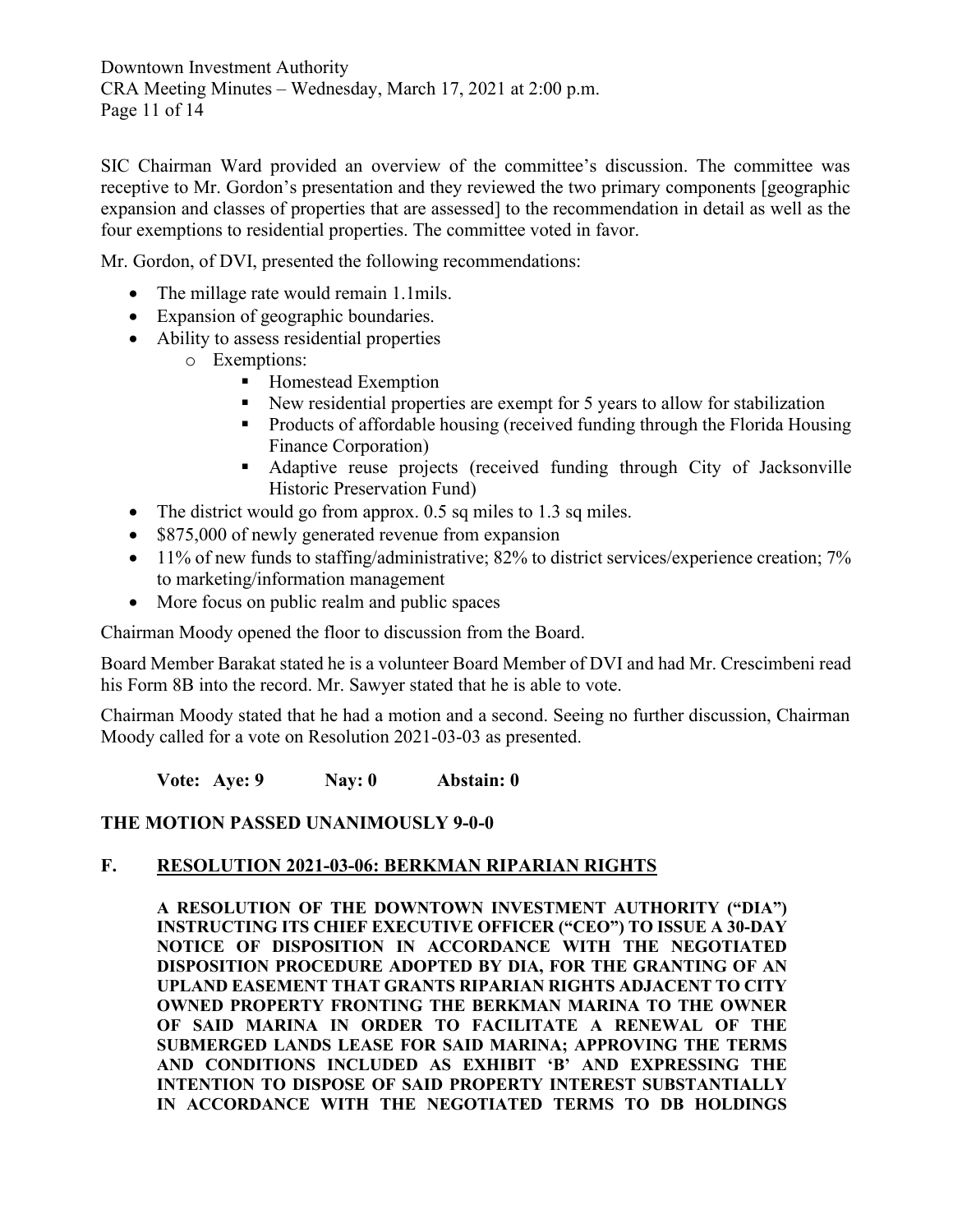SIC Chairman Ward provided an overview of the committee's discussion. The committee was receptive to Mr. Gordon's presentation and they reviewed the two primary components [geographic expansion and classes of properties that are assessed] to the recommendation in detail as well as the four exemptions to residential properties. The committee voted in favor.

Mr. Gordon, of DVI, presented the following recommendations:

- The millage rate would remain 1.1mils.
- Expansion of geographic boundaries.
- Ability to assess residential properties
    - Exemptions:
        - Homestead Exemption
        - New residential properties are exempt for 5 years to allow for stabilization
        - Products of affordable housing (received funding through the Florida Housing Finance Corporation)
        - Adaptive reuse projects (received funding through City of Jacksonville Historic Preservation Fund)
- The district would go from approx. 0.5 sq miles to 1.3 sq miles.
- $875,000 of newly generated revenue from expansion
- 11% of new funds to staffing/administrative; 82% to district services/experience creation; 7% to marketing/information management
- More focus on public realm and public spaces

Chairman Moody opened the floor to discussion from the Board.

Board Member Barakat stated he is a volunteer Board Member of DVI and had Mr. Crescimbeni read his Form 8B into the record. Mr. Sawyer stated that he is able to vote.

Chairman Moody stated that he had a motion and a second. Seeing no further discussion, Chairman Moody called for a vote on Resolution 2021-03-03 as presented.

**Vote: Aye: 9 Nay: 0 Abstain: 0**

**THE MOTION PASSED UNANIMOUSLY 9-0-0**

## F. RESOLUTION 2021-03-06: BERKMAN RIPARIAN RIGHTS

**A RESOLUTION OF THE DOWNTOWN INVESTMENT AUTHORITY ("DIA") INSTRUCTING ITS CHIEF EXECUTIVE OFFICER ("CEO") TO ISSUE A 30-DAY NOTICE OF DISPOSITION IN ACCORDANCE WITH THE NEGOTIATED DISPOSITION PROCEDURE ADOPTED BY DIA, FOR THE GRANTING OF AN UPLAND EASEMENT THAT GRANTS RIPARIAN RIGHTS ADJACENT TO CITY OWNED PROPERTY FRONTING THE BERKMAN MARINA TO THE OWNER OF SAID MARINA IN ORDER TO FACILITATE A RENEWAL OF THE SUBMERGED LANDS LEASE FOR SAID MARINA; APPROVING THE TERMS AND CONDITIONS INCLUDED AS EXHIBIT 'B' AND EXPRESSING THE INTENTION TO DISPOSE OF SAID PROPERTY INTEREST SUBSTANTIALLY IN ACCORDANCE WITH THE NEGOTIATED TERMS TO DB HOLDINGS**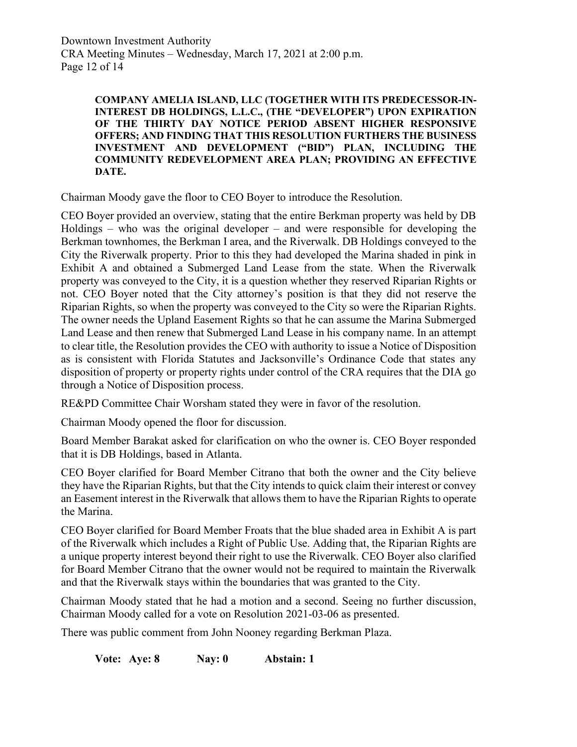**COMPANY AMELIA ISLAND, LLC (TOGETHER WITH ITS PREDECESSOR-IN-INTEREST DB HOLDINGS, L.L.C., (THE "DEVELOPER") UPON EXPIRATION OF THE THIRTY DAY NOTICE PERIOD ABSENT HIGHER RESPONSIVE OFFERS; AND FINDING THAT THIS RESOLUTION FURTHERS THE BUSINESS INVESTMENT AND DEVELOPMENT ("BID") PLAN, INCLUDING THE COMMUNITY REDEVELOPMENT AREA PLAN; PROVIDING AN EFFECTIVE DATE.**

Chairman Moody gave the floor to CEO Boyer to introduce the Resolution.

CEO Boyer provided an overview, stating that the entire Berkman property was held by DB Holdings – who was the original developer – and were responsible for developing the Berkman townhomes, the Berkman I area, and the Riverwalk. DB Holdings conveyed to the City the Riverwalk property. Prior to this they had developed the Marina shaded in pink in Exhibit A and obtained a Submerged Land Lease from the state. When the Riverwalk property was conveyed to the City, it is a question whether they reserved Riparian Rights or not. CEO Boyer noted that the City attorney's position is that they did not reserve the Riparian Rights, so when the property was conveyed to the City so were the Riparian Rights. The owner needs the Upland Easement Rights so that he can assume the Marina Submerged Land Lease and then renew that Submerged Land Lease in his company name. In an attempt to clear title, the Resolution provides the CEO with authority to issue a Notice of Disposition as is consistent with Florida Statutes and Jacksonville's Ordinance Code that states any disposition of property or property rights under control of the CRA requires that the DIA go through a Notice of Disposition process.

RE&PD Committee Chair Worsham stated they were in favor of the resolution.

Chairman Moody opened the floor for discussion.

Board Member Barakat asked for clarification on who the owner is. CEO Boyer responded that it is DB Holdings, based in Atlanta.

CEO Boyer clarified for Board Member Citrano that both the owner and the City believe they have the Riparian Rights, but that the City intends to quick claim their interest or convey an Easement interest in the Riverwalk that allows them to have the Riparian Rights to operate the Marina.

CEO Boyer clarified for Board Member Froats that the blue shaded area in Exhibit A is part of the Riverwalk which includes a Right of Public Use. Adding that, the Riparian Rights are a unique property interest beyond their right to use the Riverwalk. CEO Boyer also clarified for Board Member Citrano that the owner would not be required to maintain the Riverwalk and that the Riverwalk stays within the boundaries that was granted to the City.

Chairman Moody stated that he had a motion and a second. Seeing no further discussion, Chairman Moody called for a vote on Resolution 2021-03-06 as presented.

There was public comment from John Nooney regarding Berkman Plaza.

**Vote: Aye: 8 Nay: 0 Abstain: 1**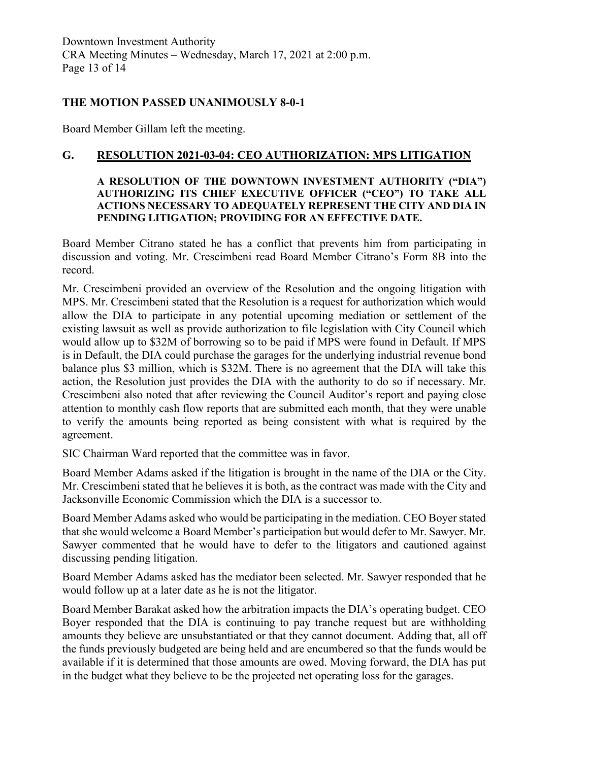**THE MOTION PASSED UNANIMOUSLY 8-0-1**

Board Member Gillam left the meeting.

## G. RESOLUTION 2021-03-04: CEO AUTHORIZATION: MPS LITIGATION

**A RESOLUTION OF THE DOWNTOWN INVESTMENT AUTHORITY ("DIA") AUTHORIZING ITS CHIEF EXECUTIVE OFFICER ("CEO") TO TAKE ALL ACTIONS NECESSARY TO ADEQUATELY REPRESENT THE CITY AND DIA IN PENDING LITIGATION; PROVIDING FOR AN EFFECTIVE DATE.**

Board Member Citrano stated he has a conflict that prevents him from participating in discussion and voting. Mr. Crescimbeni read Board Member Citrano's Form 8B into the record.

Mr. Crescimbeni provided an overview of the Resolution and the ongoing litigation with MPS. Mr. Crescimbeni stated that the Resolution is a request for authorization which would allow the DIA to participate in any potential upcoming mediation or settlement of the existing lawsuit as well as provide authorization to file legislation with City Council which would allow up to $32M of borrowing so to be paid if MPS were found in Default. If MPS is in Default, the DIA could purchase the garages for the underlying industrial revenue bond balance plus $3 million, which is $32M. There is no agreement that the DIA will take this action, the Resolution just provides the DIA with the authority to do so if necessary. Mr. Crescimbeni also noted that after reviewing the Council Auditor's report and paying close attention to monthly cash flow reports that are submitted each month, that they were unable to verify the amounts being reported as being consistent with what is required by the agreement.

SIC Chairman Ward reported that the committee was in favor.

Board Member Adams asked if the litigation is brought in the name of the DIA or the City. Mr. Crescimbeni stated that he believes it is both, as the contract was made with the City and Jacksonville Economic Commission which the DIA is a successor to.

Board Member Adams asked who would be participating in the mediation. CEO Boyer stated that she would welcome a Board Member's participation but would defer to Mr. Sawyer. Mr. Sawyer commented that he would have to defer to the litigators and cautioned against discussing pending litigation.

Board Member Adams asked has the mediator been selected. Mr. Sawyer responded that he would follow up at a later date as he is not the litigator.

Board Member Barakat asked how the arbitration impacts the DIA's operating budget. CEO Boyer responded that the DIA is continuing to pay tranche request but are withholding amounts they believe are unsubstantiated or that they cannot document. Adding that, all off the funds previously budgeted are being held and are encumbered so that the funds would be available if it is determined that those amounts are owed. Moving forward, the DIA has put in the budget what they believe to be the projected net operating loss for the garages.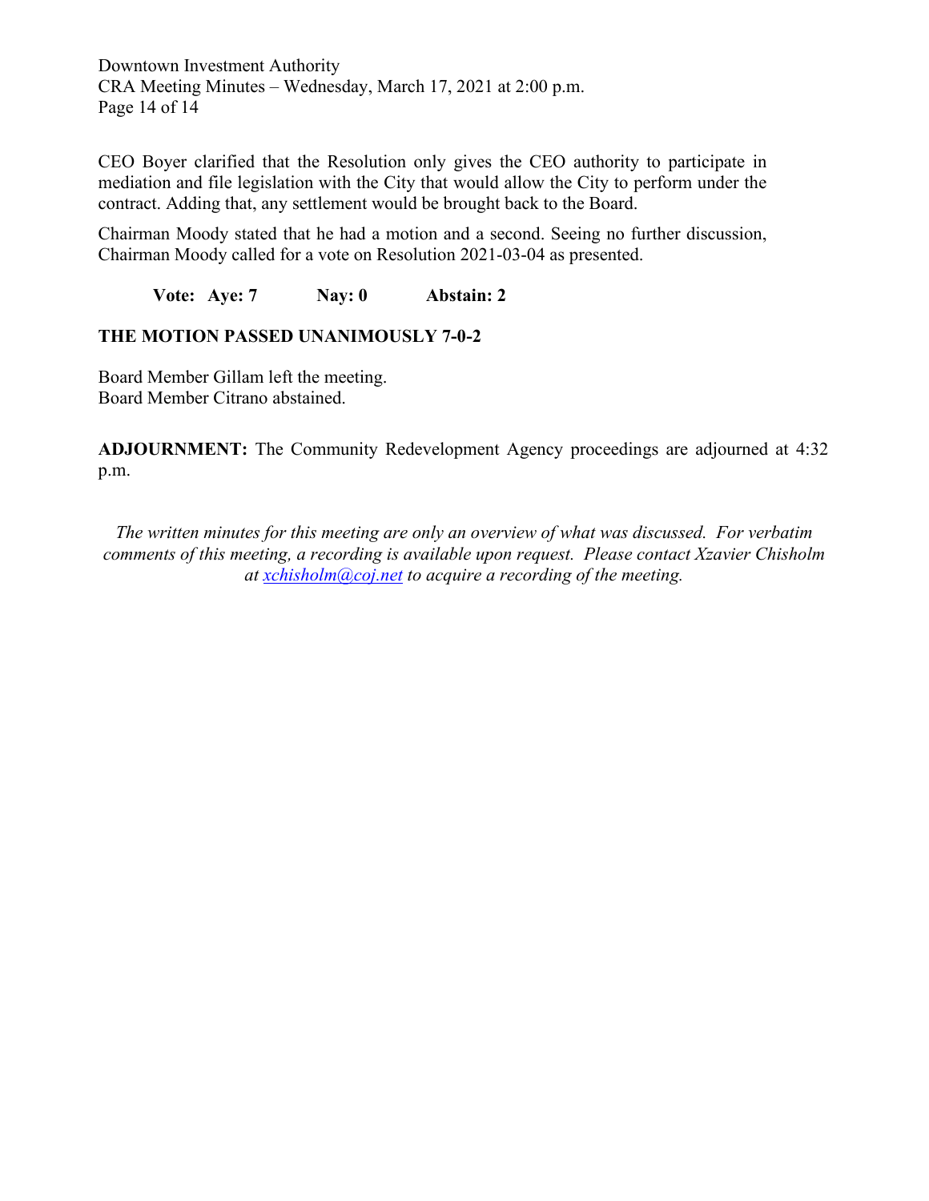CEO Boyer clarified that the Resolution only gives the CEO authority to participate in mediation and file legislation with the City that would allow the City to perform under the contract. Adding that, any settlement would be brought back to the Board.

Chairman Moody stated that he had a motion and a second. Seeing no further discussion, Chairman Moody called for a vote on Resolution 2021-03-04 as presented.

**Vote: Aye: 7 Nay: 0 Abstain: 2**

**THE MOTION PASSED UNANIMOUSLY 7-0-2**

Board Member Gillam left the meeting.
Board Member Citrano abstained.

**ADJOURNMENT:** The Community Redevelopment Agency proceedings are adjourned at 4:32 p.m.

*The written minutes for this meeting are only an overview of what was discussed. For verbatim comments of this meeting, a recording is available upon request. Please contact Xzavier Chisholm at [xchisholm@coj.net](mailto:xchisholm@coj.net) to acquire a recording of the meeting.*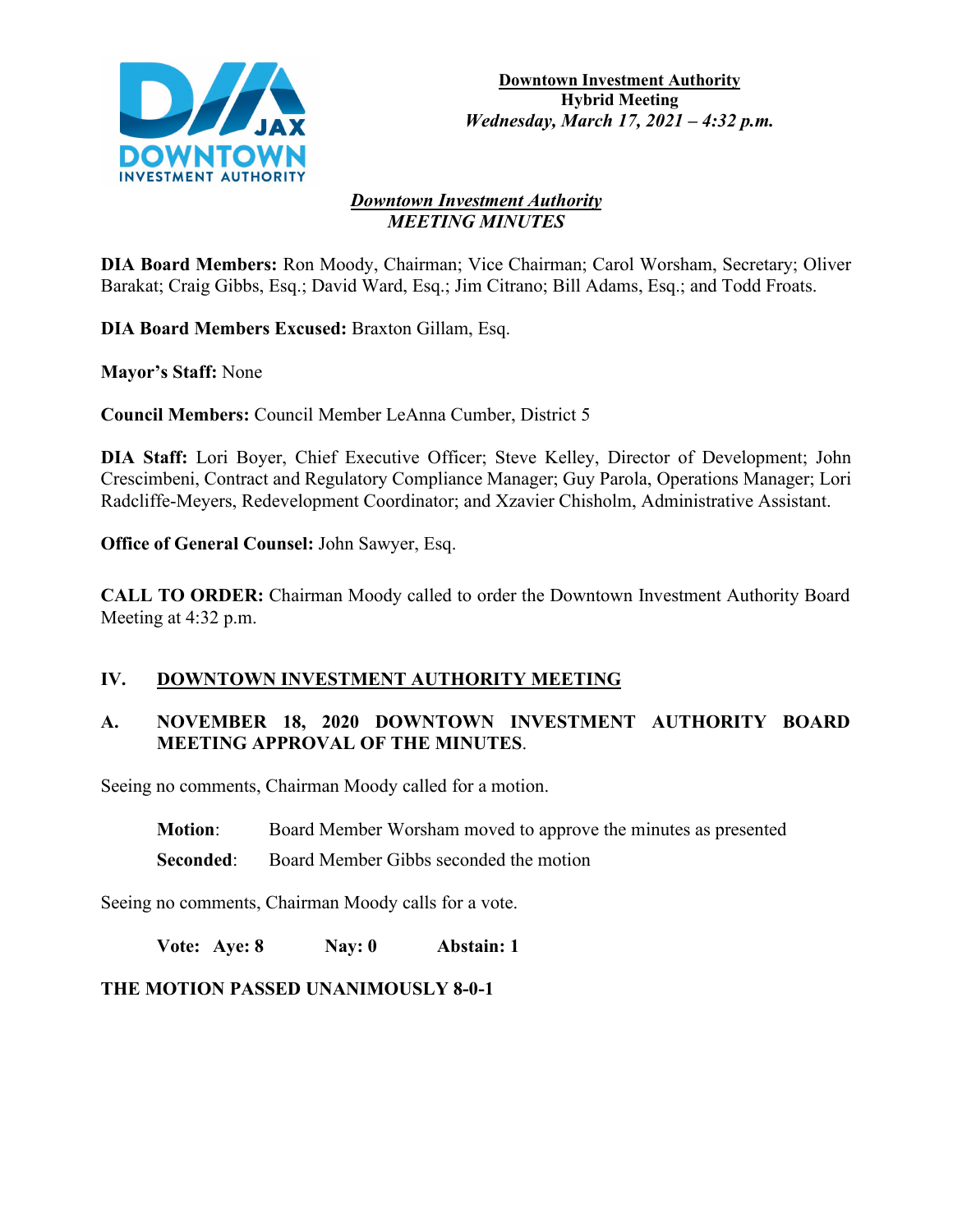**Downtown Investment Authority**
**Hybrid Meeting**
***Wednesday, March 17, 2021 – 4:32 p.m.***

## *Downtown Investment Authority* *MEETING MINUTES*

**DIA Board Members:** Ron Moody, Chairman; Vice Chairman; Carol Worsham, Secretary; Oliver Barakat; Craig Gibbs, Esq.; David Ward, Esq.; Jim Citrano; Bill Adams, Esq.; and Todd Froats.

**DIA Board Members Excused:** Braxton Gillam, Esq.

**Mayor's Staff:** None

**Council Members:** Council Member LeAnna Cumber, District 5

**DIA Staff:** Lori Boyer, Chief Executive Officer; Steve Kelley, Director of Development; John Crescimbeni, Contract and Regulatory Compliance Manager; Guy Parola, Operations Manager; Lori Radcliffe-Meyers, Redevelopment Coordinator; and Xzavier Chisholm, Administrative Assistant.

**Office of General Counsel:** John Sawyer, Esq.

**CALL TO ORDER:** Chairman Moody called to order the Downtown Investment Authority Board Meeting at 4:32 p.m.

## IV. DOWNTOWN INVESTMENT AUTHORITY MEETING

### A. NOVEMBER 18, 2020 DOWNTOWN INVESTMENT AUTHORITY BOARD MEETING APPROVAL OF THE MINUTES.

Seeing no comments, Chairman Moody called for a motion.

**Motion**: Board Member Worsham moved to approve the minutes as presented

**Seconded**: Board Member Gibbs seconded the motion

Seeing no comments, Chairman Moody calls for a vote.

**Vote: Aye: 8 Nay: 0 Abstain: 1**

**THE MOTION PASSED UNANIMOUSLY 8-0-1**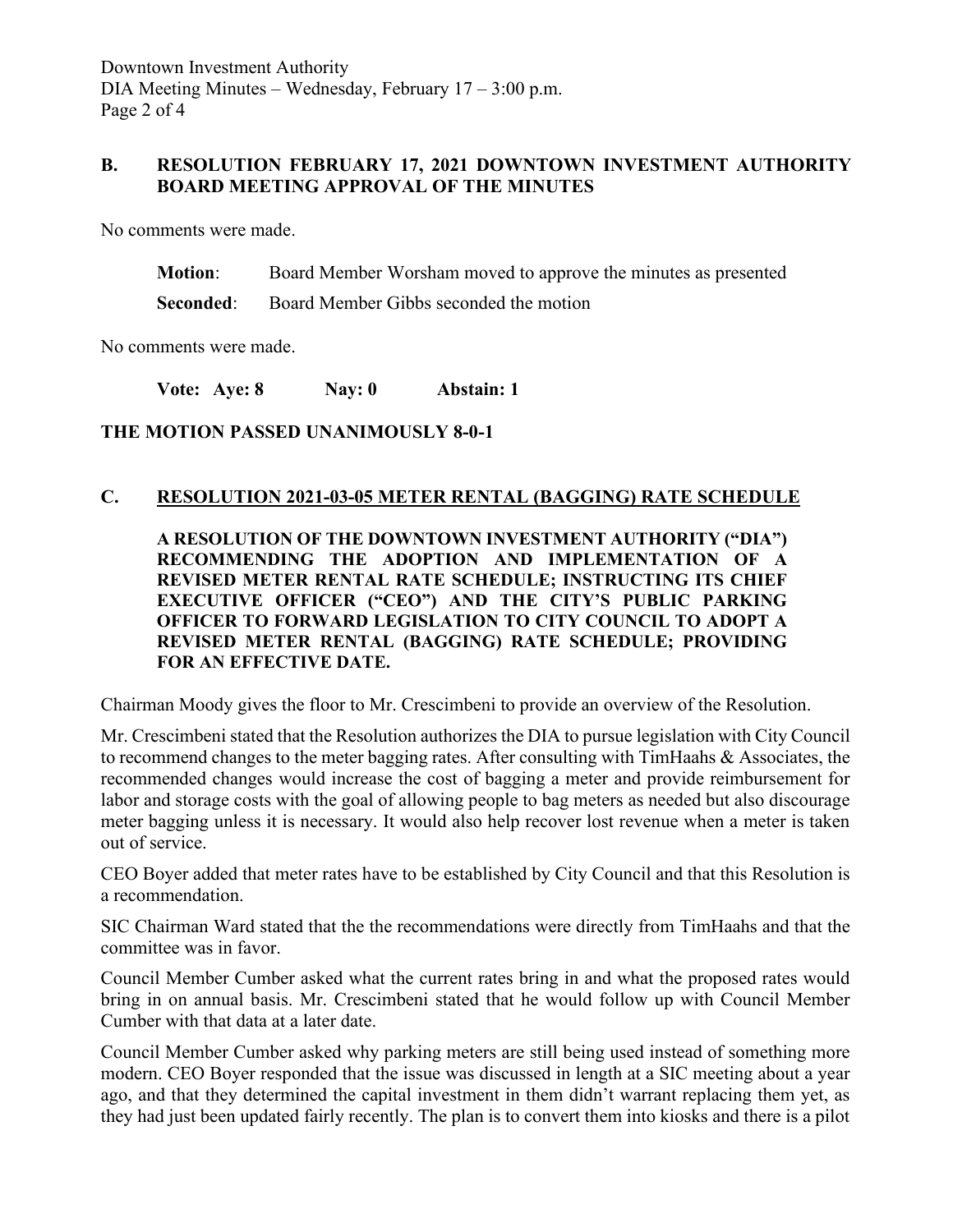## B. RESOLUTION FEBRUARY 17, 2021 DOWNTOWN INVESTMENT AUTHORITY BOARD MEETING APPROVAL OF THE MINUTES

No comments were made.

**Motion**: Board Member Worsham moved to approve the minutes as presented

**Seconded**: Board Member Gibbs seconded the motion

No comments were made.

**Vote: Aye: 8 Nay: 0 Abstain: 1**

**THE MOTION PASSED UNANIMOUSLY 8-0-1**

## C. RESOLUTION 2021-03-05 METER RENTAL (BAGGING) RATE SCHEDULE

**A RESOLUTION OF THE DOWNTOWN INVESTMENT AUTHORITY ("DIA") RECOMMENDING THE ADOPTION AND IMPLEMENTATION OF A REVISED METER RENTAL RATE SCHEDULE; INSTRUCTING ITS CHIEF EXECUTIVE OFFICER ("CEO") AND THE CITY'S PUBLIC PARKING OFFICER TO FORWARD LEGISLATION TO CITY COUNCIL TO ADOPT A REVISED METER RENTAL (BAGGING) RATE SCHEDULE; PROVIDING FOR AN EFFECTIVE DATE.**

Chairman Moody gives the floor to Mr. Crescimbeni to provide an overview of the Resolution.

Mr. Crescimbeni stated that the Resolution authorizes the DIA to pursue legislation with City Council to recommend changes to the meter bagging rates. After consulting with TimHaahs & Associates, the recommended changes would increase the cost of bagging a meter and provide reimbursement for labor and storage costs with the goal of allowing people to bag meters as needed but also discourage meter bagging unless it is necessary. It would also help recover lost revenue when a meter is taken out of service.

CEO Boyer added that meter rates have to be established by City Council and that this Resolution is a recommendation.

SIC Chairman Ward stated that the the recommendations were directly from TimHaahs and that the committee was in favor.

Council Member Cumber asked what the current rates bring in and what the proposed rates would bring in on annual basis. Mr. Crescimbeni stated that he would follow up with Council Member Cumber with that data at a later date.

Council Member Cumber asked why parking meters are still being used instead of something more modern. CEO Boyer responded that the issue was discussed in length at a SIC meeting about a year ago, and that they determined the capital investment in them didn't warrant replacing them yet, as they had just been updated fairly recently. The plan is to convert them into kiosks and there is a pilot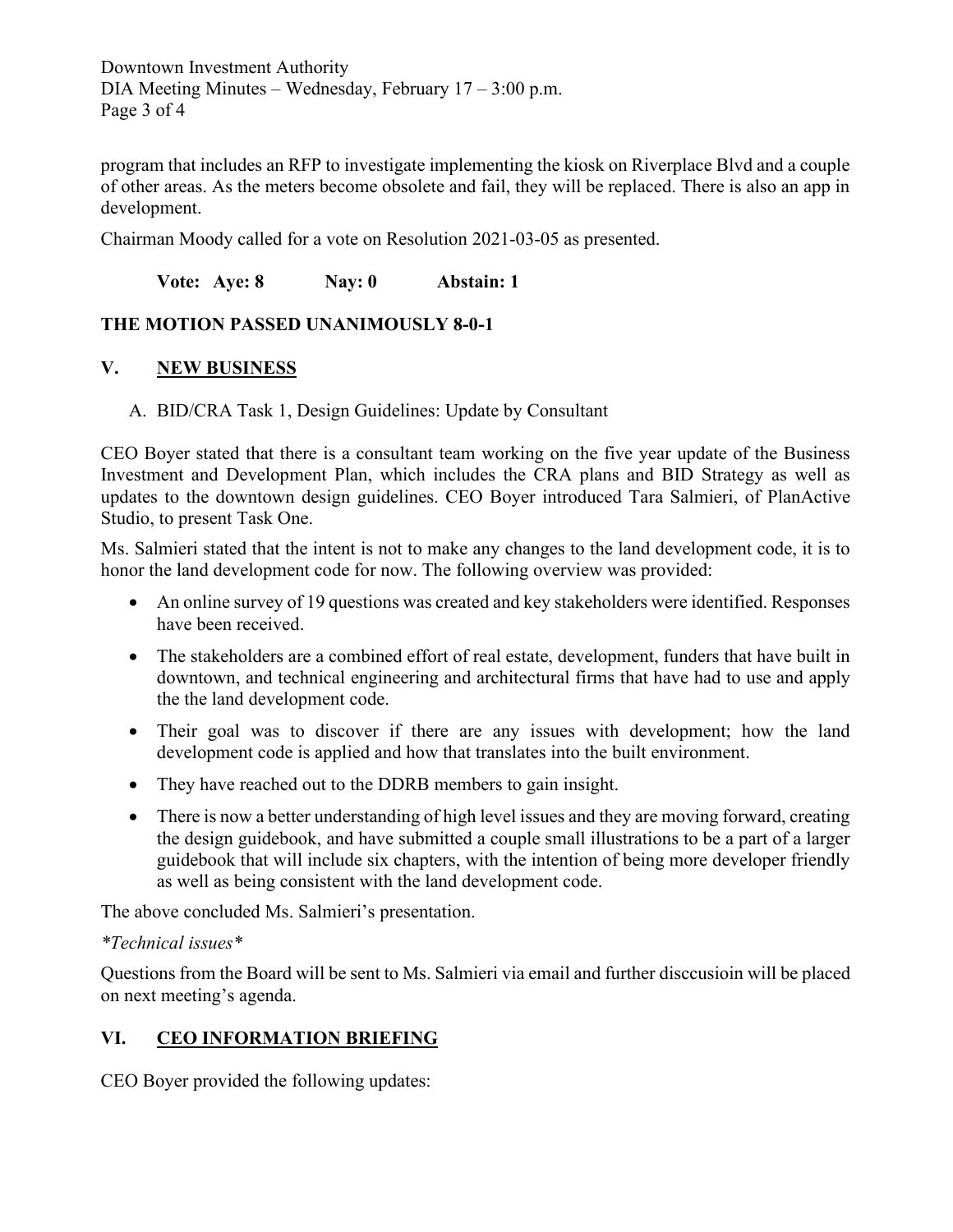program that includes an RFP to investigate implementing the kiosk on Riverplace Blvd and a couple of other areas. As the meters become obsolete and fail, they will be replaced. There is also an app in development.

Chairman Moody called for a vote on Resolution 2021-03-05 as presented.

**Vote: Aye: 8 Nay: 0 Abstain: 1**

**THE MOTION PASSED UNANIMOUSLY 8-0-1**

## V. NEW BUSINESS

A. BID/CRA Task 1, Design Guidelines: Update by Consultant

CEO Boyer stated that there is a consultant team working on the five year update of the Business Investment and Development Plan, which includes the CRA plans and BID Strategy as well as updates to the downtown design guidelines. CEO Boyer introduced Tara Salmieri, of PlanActive Studio, to present Task One.

Ms. Salmieri stated that the intent is not to make any changes to the land development code, it is to honor the land development code for now. The following overview was provided:

- An online survey of 19 questions was created and key stakeholders were identified. Responses have been received.
- The stakeholders are a combined effort of real estate, development, funders that have built in downtown, and technical engineering and architectural firms that have had to use and apply the the land development code.
- Their goal was to discover if there are any issues with development; how the land development code is applied and how that translates into the built environment.
- They have reached out to the DDRB members to gain insight.
- There is now a better understanding of high level issues and they are moving forward, creating the design guidebook, and have submitted a couple small illustrations to be a part of a larger guidebook that will include six chapters, with the intention of being more developer friendly as well as being consistent with the land development code.

The above concluded Ms. Salmieri's presentation.

*\*Technical issues\**

Questions from the Board will be sent to Ms. Salmieri via email and further disccusioin will be placed on next meeting's agenda.

## VI. CEO INFORMATION BRIEFING

CEO Boyer provided the following updates: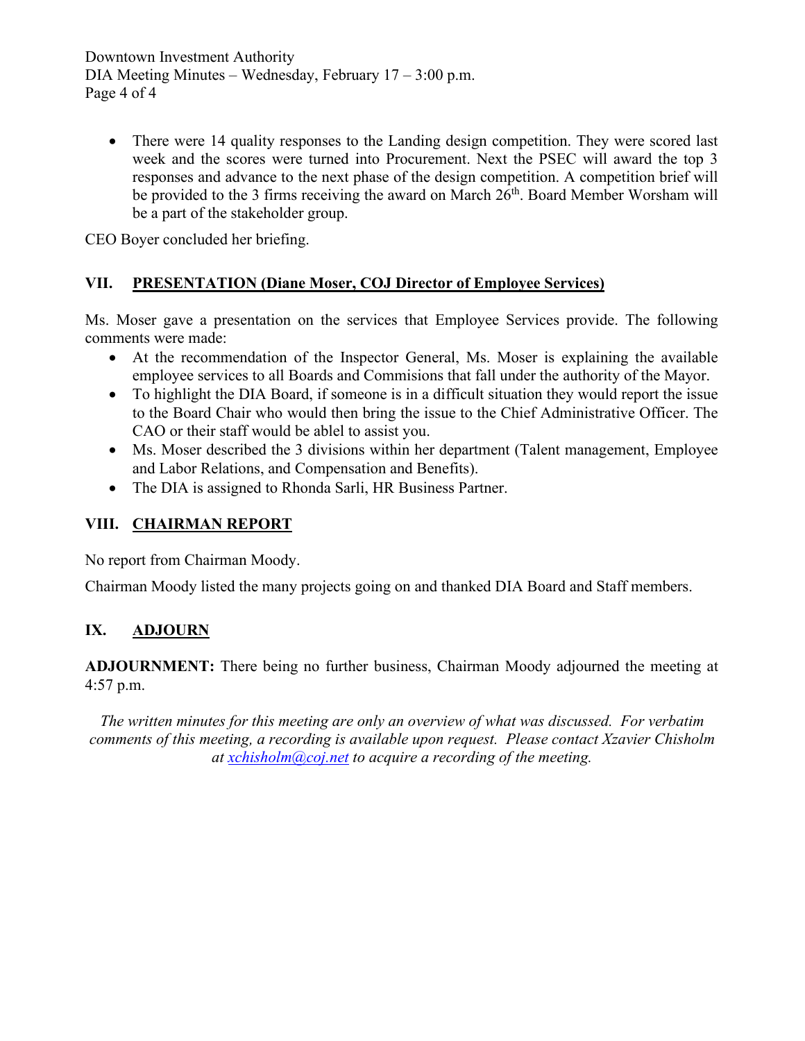- There were 14 quality responses to the Landing design competition. They were scored last week and the scores were turned into Procurement. Next the PSEC will award the top 3 responses and advance to the next phase of the design competition. A competition brief will be provided to the 3 firms receiving the award on March 26th. Board Member Worsham will be a part of the stakeholder group.

CEO Boyer concluded her briefing.

## VII. PRESENTATION (Diane Moser, COJ Director of Employee Services)

Ms. Moser gave a presentation on the services that Employee Services provide. The following comments were made:

- At the recommendation of the Inspector General, Ms. Moser is explaining the available employee services to all Boards and Commisions that fall under the authority of the Mayor.
- To highlight the DIA Board, if someone is in a difficult situation they would report the issue to the Board Chair who would then bring the issue to the Chief Administrative Officer. The CAO or their staff would be ablel to assist you.
- Ms. Moser described the 3 divisions within her department (Talent management, Employee and Labor Relations, and Compensation and Benefits).
- The DIA is assigned to Rhonda Sarli, HR Business Partner.

## VIII. CHAIRMAN REPORT

No report from Chairman Moody.

Chairman Moody listed the many projects going on and thanked DIA Board and Staff members.

## IX. ADJOURN

**ADJOURNMENT:** There being no further business, Chairman Moody adjourned the meeting at 4:57 p.m.

*The written minutes for this meeting are only an overview of what was discussed. For verbatim comments of this meeting, a recording is available upon request. Please contact Xzavier Chisholm at xchisholm@coj.net to acquire a recording of the meeting.*